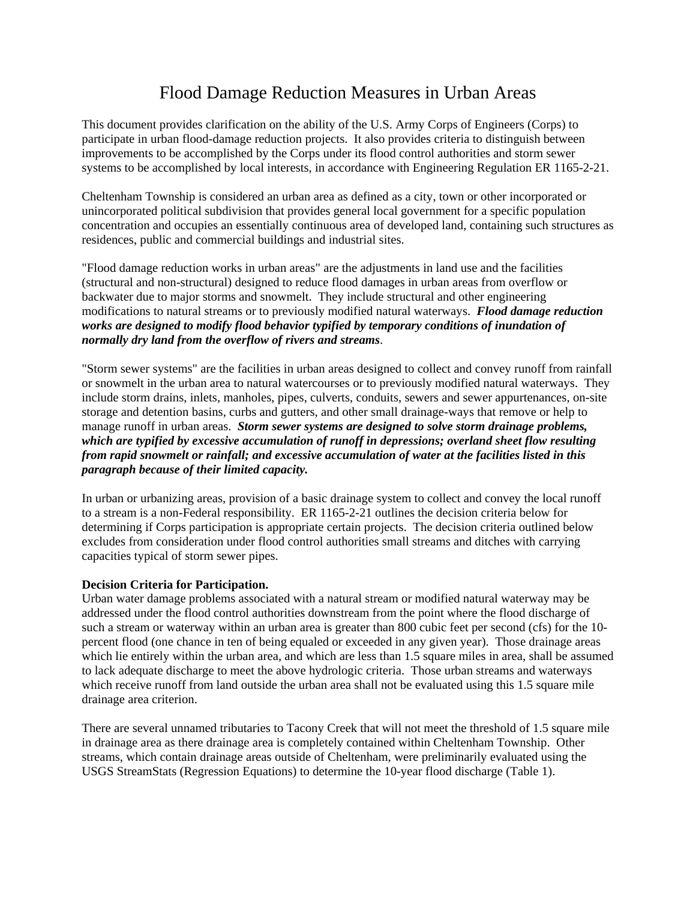# Flood Damage Reduction Measures in Urban Areas

This document provides clarification on the ability of the U.S. Army Corps of Engineers (Corps) to participate in urban flood-damage reduction projects. It also provides criteria to distinguish between improvements to be accomplished by the Corps under its flood control authorities and storm sewer systems to be accomplished by local interests, in accordance with Engineering Regulation ER 1165-2-21.

Cheltenham Township is considered an urban area as defined as a city, town or other incorporated or unincorporated political subdivision that provides general local government for a specific population concentration and occupies an essentially continuous area of developed land, containing such structures as residences, public and commercial buildings and industrial sites.

"Flood damage reduction works in urban areas" are the adjustments in land use and the facilities (structural and non-structural) designed to reduce flood damages in urban areas from overflow or backwater due to major storms and snowmelt. They include structural and other engineering modifications to natural streams or to previously modified natural waterways. ***Flood damage reduction works are designed to modify flood behavior typified by temporary conditions of inundation of normally dry land from the overflow of rivers and streams***.

"Storm sewer systems" are the facilities in urban areas designed to collect and convey runoff from rainfall or snowmelt in the urban area to natural watercourses or to previously modified natural waterways. They include storm drains, inlets, manholes, pipes, culverts, conduits, sewers and sewer appurtenances, on-site storage and detention basins, curbs and gutters, and other small drainage-ways that remove or help to manage runoff in urban areas. ***Storm sewer systems are designed to solve storm drainage problems, which are typified by excessive accumulation of runoff in depressions; overland sheet flow resulting from rapid snowmelt or rainfall; and excessive accumulation of water at the facilities listed in this paragraph because of their limited capacity.***

In urban or urbanizing areas, provision of a basic drainage system to collect and convey the local runoff to a stream is a non-Federal responsibility. ER 1165-2-21 outlines the decision criteria below for determining if Corps participation is appropriate certain projects. The decision criteria outlined below excludes from consideration under flood control authorities small streams and ditches with carrying capacities typical of storm sewer pipes.

**Decision Criteria for Participation.**

Urban water damage problems associated with a natural stream or modified natural waterway may be addressed under the flood control authorities downstream from the point where the flood discharge of such a stream or waterway within an urban area is greater than 800 cubic feet per second (cfs) for the 10-percent flood (one chance in ten of being equaled or exceeded in any given year). Those drainage areas which lie entirely within the urban area, and which are less than 1.5 square miles in area, shall be assumed to lack adequate discharge to meet the above hydrologic criteria. Those urban streams and waterways which receive runoff from land outside the urban area shall not be evaluated using this 1.5 square mile drainage area criterion.

There are several unnamed tributaries to Tacony Creek that will not meet the threshold of 1.5 square mile in drainage area as there drainage area is completely contained within Cheltenham Township. Other streams, which contain drainage areas outside of Cheltenham, were preliminarily evaluated using the USGS StreamStats (Regression Equations) to determine the 10-year flood discharge (Table 1).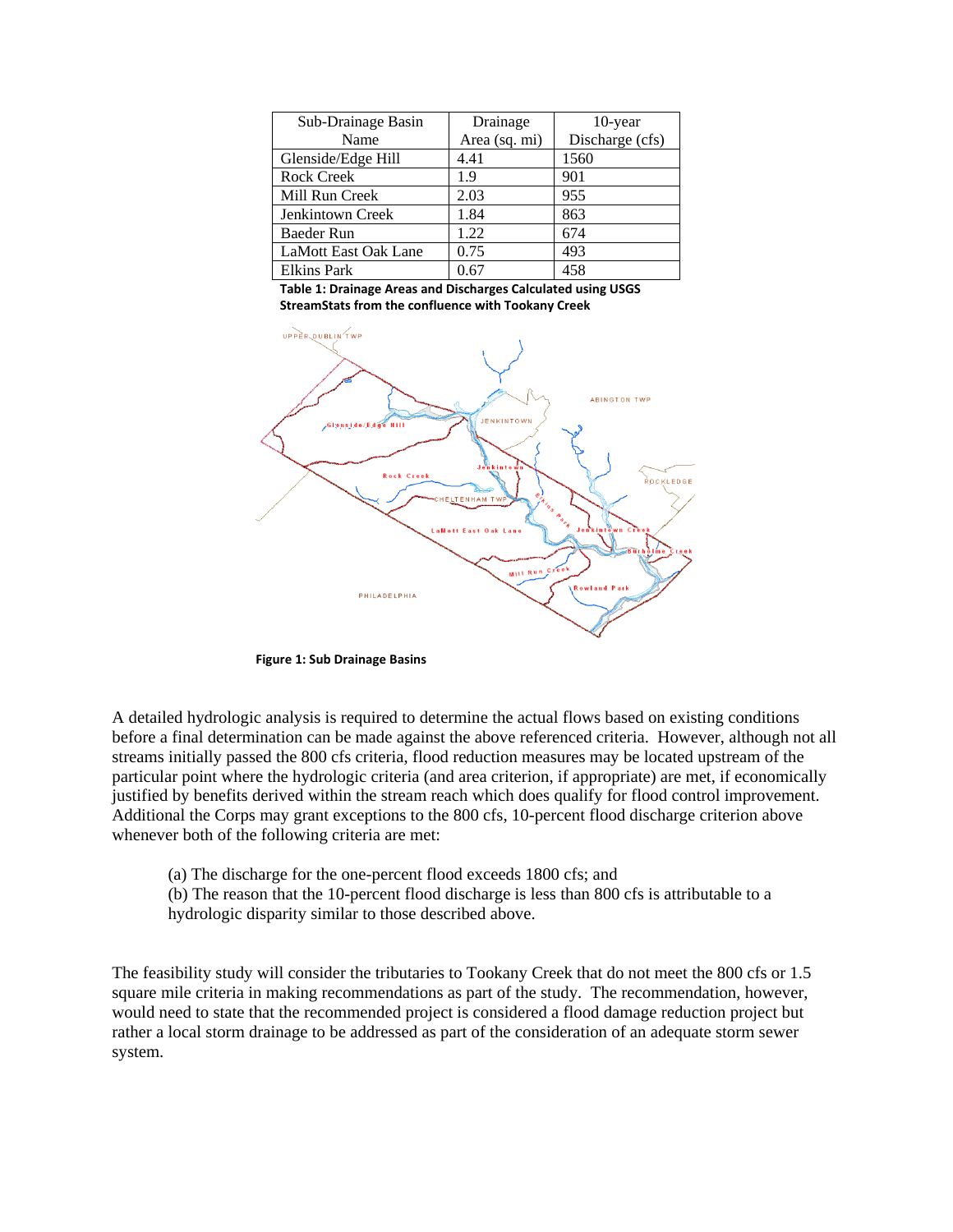| Sub-Drainage Basin Name | Drainage Area (sq. mi) | 10-year Discharge (cfs) |
|---|---|---|
| Glenside/Edge Hill | 4.41 | 1560 |
| Rock Creek | 1.9 | 901 |
| Mill Run Creek | 2.03 | 955 |
| Jenkintown Creek | 1.84 | 863 |
| Baeder Run | 1.22 | 674 |
| LaMott East Oak Lane | 0.75 | 493 |
| Elkins Park | 0.67 | 458 |

**Table 1: Drainage Areas and Discharges Calculated using USGS StreamStats from the confluence with Tookany Creek**

UPPER DUBLIN TWP
ABINGTON TWP
JENKINTOWN
ROCKLEDGE
CHELTENHAM TWP
PHILADELPHIA
Glenside/Edge Hill
Rock Creek
Jenkintown
Elkins Park
LaMott East Oak Lane
Jenkintown Creek
Burholme Creek
Mill Run Creek
Rowland Park

**Figure 1: Sub Drainage Basins**

A detailed hydrologic analysis is required to determine the actual flows based on existing conditions before a final determination can be made against the above referenced criteria. However, although not all streams initially passed the 800 cfs criteria, flood reduction measures may be located upstream of the particular point where the hydrologic criteria (and area criterion, if appropriate) are met, if economically justified by benefits derived within the stream reach which does qualify for flood control improvement. Additional the Corps may grant exceptions to the 800 cfs, 10-percent flood discharge criterion above whenever both of the following criteria are met:

(a) The discharge for the one-percent flood exceeds 1800 cfs; and
(b) The reason that the 10-percent flood discharge is less than 800 cfs is attributable to a hydrologic disparity similar to those described above.

The feasibility study will consider the tributaries to Tookany Creek that do not meet the 800 cfs or 1.5 square mile criteria in making recommendations as part of the study. The recommendation, however, would need to state that the recommended project is considered a flood damage reduction project but rather a local storm drainage to be addressed as part of the consideration of an adequate storm sewer system.